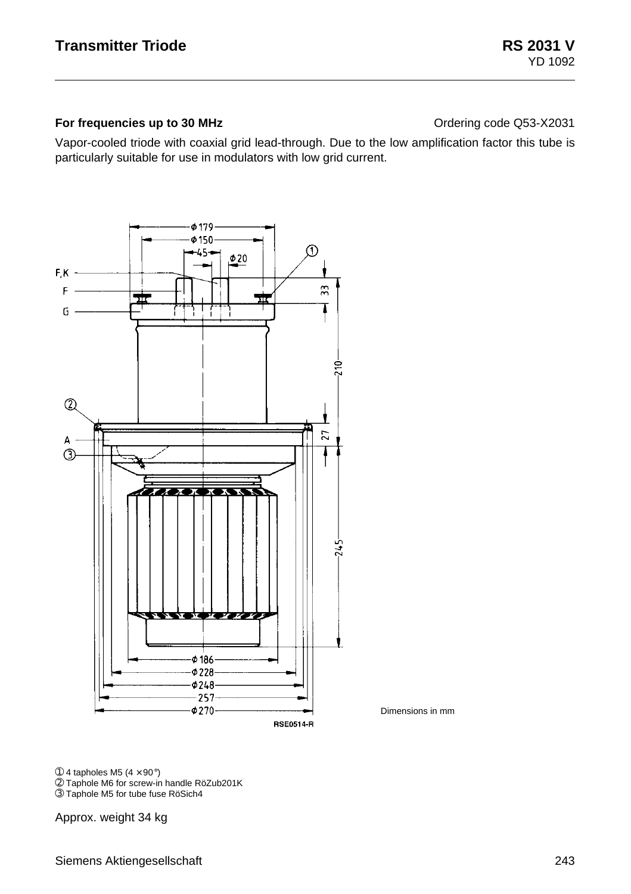# Transmitter Triode

**RS 2031 V**
YD 1092

**For frequencies up to 30 MHz** Ordering code Q53-X2031

Vapor-cooled triode with coaxial grid lead-through. Due to the low amplification factor this tube is particularly suitable for use in modulators with low grid current.

Dimensions in mm

① 4 tapholes M5 (4 × 90°)
② Taphole M6 for screw-in handle RöZub201K
③ Taphole M5 for tube fuse RöSich4

Approx. weight 34 kg

Siemens Aktiengesellschaft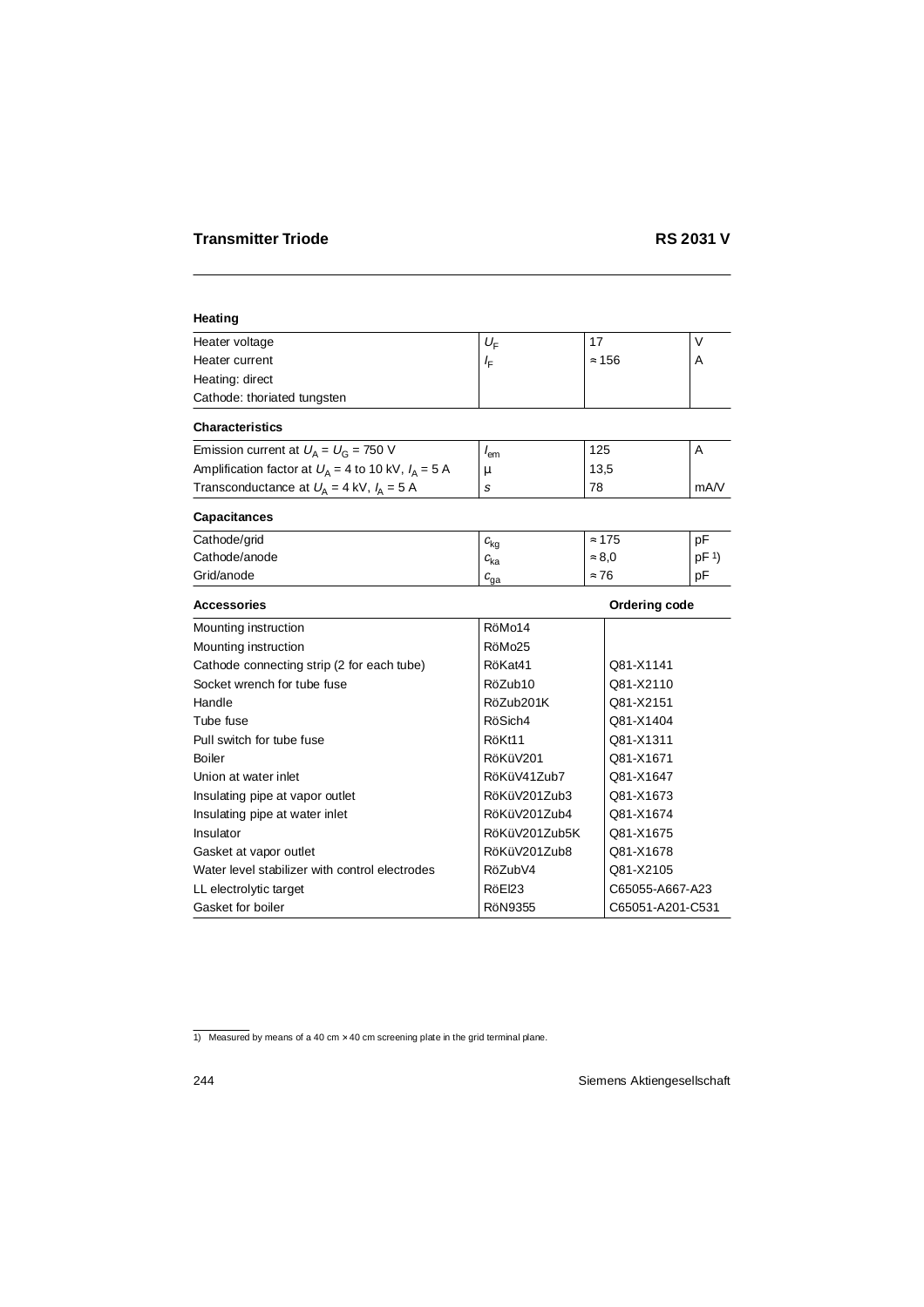## Transmitter Triode RS 2031 V

### Heating

| | | | |
|---|---|---|---|
| Heater voltage | $U_F$ | 17 | V |
| Heater current | $I_F$ | ≈ 156 | A |
| Heating: direct | | | |
| Cathode: thoriated tungsten | | | |

### Characteristics

| | | | |
|---|---|---|---|
| Emission current at $U_A = U_G = 750$ V | $I_{em}$ | 125 | A |
| Amplification factor at $U_A = 4$ to 10 kV, $I_A = 5$ A | µ | 13,5 | |
| Transconductance at $U_A = 4$ kV, $I_A = 5$ A | $s$ | 78 | mA/V |

### Capacitances

| | | | |
|---|---|---|---|
| Cathode/grid | $c_{kg}$ | ≈ 175 | pF |
| Cathode/anode | $c_{ka}$ | ≈ 8,0 | pF [1] |
| Grid/anode | $c_{ga}$ | ≈ 76 | pF |

### Accessories

| Accessories | | Ordering code |
|---|---|---|
| Mounting instruction | RöMo14 | |
| Mounting instruction | RöMo25 | |
| Cathode connecting strip (2 for each tube) | RöKat41 | Q81-X1141 |
| Socket wrench for tube fuse | RöZub10 | Q81-X2110 |
| Handle | RöZub201K | Q81-X2151 |
| Tube fuse | RöSich4 | Q81-X1404 |
| Pull switch for tube fuse | RöKt11 | Q81-X1311 |
| Boiler | RöKüV201 | Q81-X1671 |
| Union at water inlet | RöKüV41Zub7 | Q81-X1647 |
| Insulating pipe at vapor outlet | RöKüV201Zub3 | Q81-X1673 |
| Insulating pipe at water inlet | RöKüV201Zub4 | Q81-X1674 |
| Insulator | RöKüV201Zub5K | Q81-X1675 |
| Gasket at vapor outlet | RöKüV201Zub8 | Q81-X1678 |
| Water level stabilizer with control electrodes | RöZubV4 | Q81-X2105 |
| LL electrolytic target | RöEl23 | C65055-A667-A23 |
| Gasket for boiler | RöN9355 | C65051-A201-C531 |

1) Measured by means of a 40 cm × 40 cm screening plate in the grid terminal plane.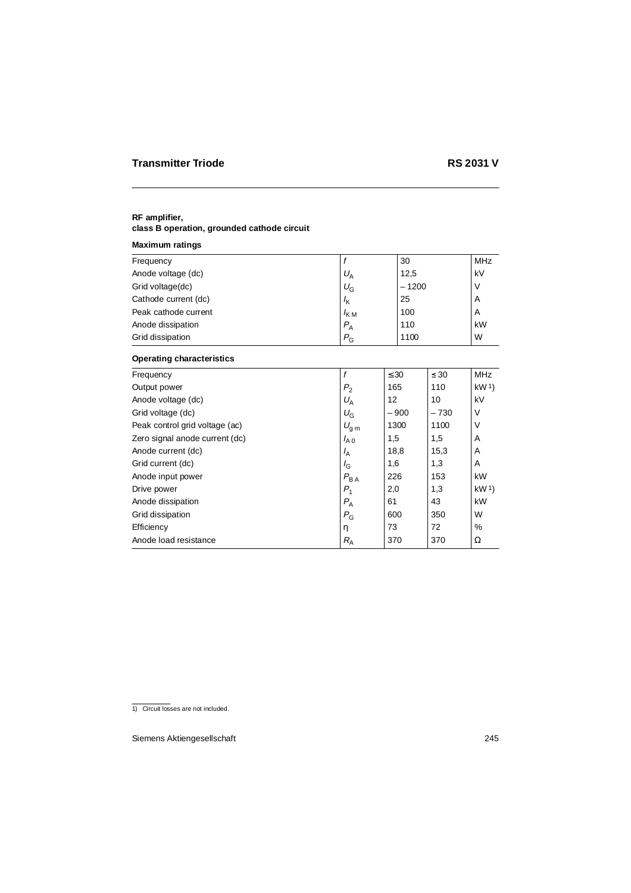# Transmitter Triode RS 2031 V

**RF amplifier,**
**class B operation, grounded cathode circuit**

**Maximum ratings**

| | | | |
|---|---|---|---|
| Frequency | $f$ | 30 | MHz |
| Anode voltage (dc) | $U_A$ | 12,5 | kV |
| Grid voltage(dc) | $U_G$ | – 1200 | V |
| Cathode current (dc) | $I_K$ | 25 | A |
| Peak cathode current | $I_{KM}$ | 100 | A |
| Anode dissipation | $P_A$ | 110 | kW |
| Grid dissipation | $P_G$ | 1100 | W |

**Operating characteristics**

| | | | | |
|---|---|---|---|---|
| Frequency | $f$ | ≤ 30 | ≤ 30 | MHz |
| Output power | $P_2$ | 165 | 110 | kW 1) |
| Anode voltage (dc) | $U_A$ | 12 | 10 | kV |
| Grid voltage (dc) | $U_G$ | – 900 | – 730 | V |
| Peak control grid voltage (ac) | $U_{gm}$ | 1300 | 1100 | V |
| Zero signal anode current (dc) | $I_{A0}$ | 1,5 | 1,5 | A |
| Anode current (dc) | $I_A$ | 18,8 | 15,3 | A |
| Grid current (dc) | $I_G$ | 1,6 | 1,3 | A |
| Anode input power | $P_{BA}$ | 226 | 153 | kW |
| Drive power | $P_1$ | 2,0 | 1,3 | kW 1) |
| Anode dissipation | $P_A$ | 61 | 43 | kW |
| Grid dissipation | $P_G$ | 600 | 350 | W |
| Efficiency | η | 73 | 72 | % |
| Anode load resistance | $R_A$ | 370 | 370 | Ω |

1) Circuit losses are not included.

Siemens Aktiengesellschaft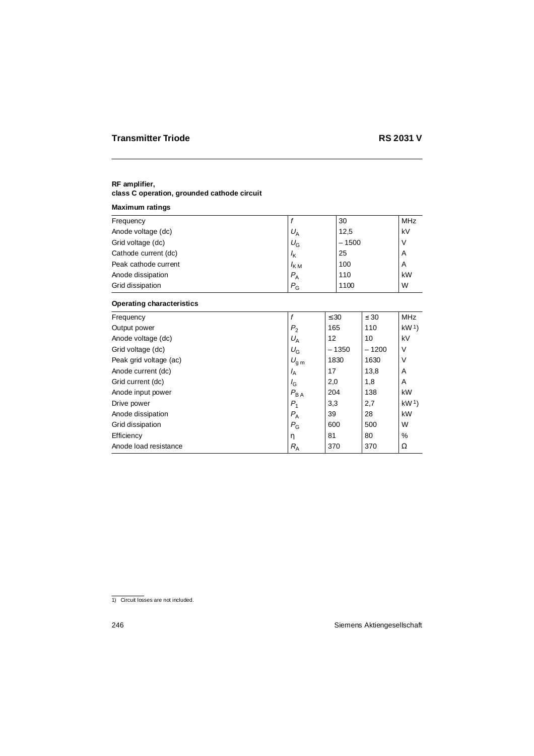# Transmitter Triode RS 2031 V

**RF amplifier,**
**class C operation, grounded cathode circuit**

**Maximum ratings**

| | | | |
|---|---|---|---|
| Frequency | $f$ | 30 | MHz |
| Anode voltage (dc) | $U_A$ | 12,5 | kV |
| Grid voltage (dc) | $U_G$ | – 1500 | V |
| Cathode current (dc) | $I_K$ | 25 | A |
| Peak cathode current | $I_{KM}$ | 100 | A |
| Anode dissipation | $P_A$ | 110 | kW |
| Grid dissipation | $P_G$ | 1100 | W |

**Operating characteristics**

| | | | | |
|---|---|---|---|---|
| Frequency | $f$ | ≤ 30 | ≤ 30 | MHz |
| Output power | $P_2$ | 165 | 110 | kW [1]) |
| Anode voltage (dc) | $U_A$ | 12 | 10 | kV |
| Grid voltage (dc) | $U_G$ | – 1350 | – 1200 | V |
| Peak grid voltage (ac) | $U_{gm}$ | 1830 | 1630 | V |
| Anode current (dc) | $I_A$ | 17 | 13,8 | A |
| Grid current (dc) | $I_G$ | 2,0 | 1,8 | A |
| Anode input power | $P_{BA}$ | 204 | 138 | kW |
| Drive power | $P_1$ | 3,3 | 2,7 | kW [1]) |
| Anode dissipation | $P_A$ | 39 | 28 | kW |
| Grid dissipation | $P_G$ | 600 | 500 | W |
| Efficiency | η | 81 | 80 | % |
| Anode load resistance | $R_A$ | 370 | 370 | Ω |

1) Circuit losses are not included.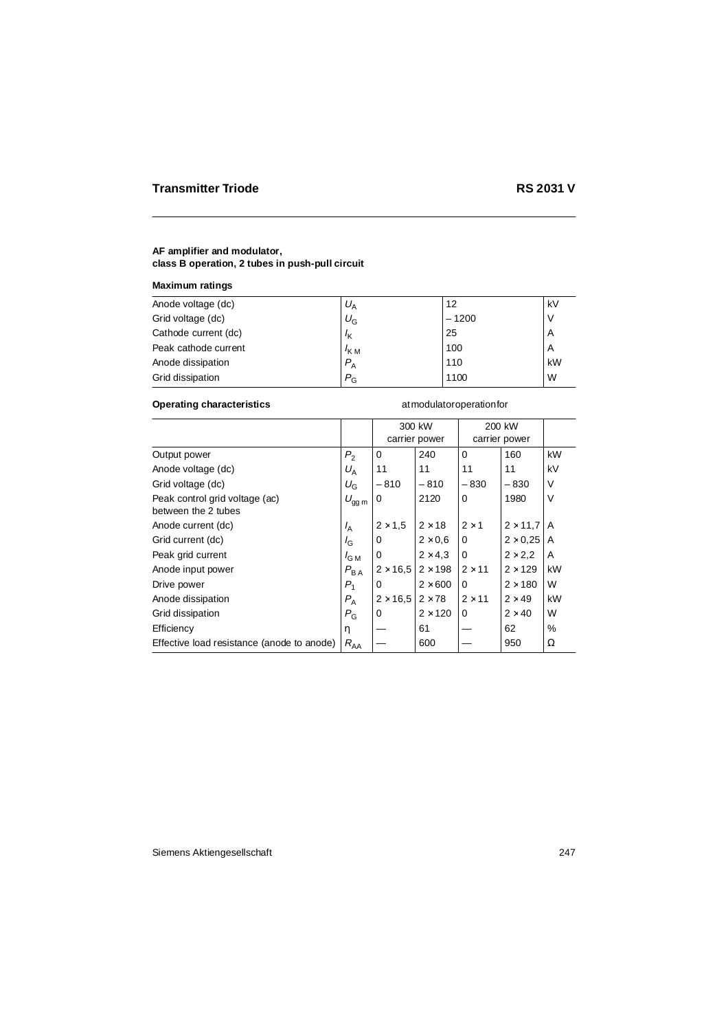## AF amplifier and modulator, class B operation, 2 tubes in push-pull circuit

### Maximum ratings

| | | | |
|---|---|---|---|
| Anode voltage (dc) | $U_A$ | 12 | kV |
| Grid voltage (dc) | $U_G$ | – 1200 | V |
| Cathode current (dc) | $I_K$ | 25 | A |
| Peak cathode current | $I_{KM}$ | 100 | A |
| Anode dissipation | $P_A$ | 110 | kW |
| Grid dissipation | $P_G$ | 1100 | W |

### Operating characteristics

at modulator operation for

| | | 300 kW carrier power | | 200 kW carrier power | | |
|---|---|---|---|---|---|---|
| Output power | $P_2$ | 0 | 240 | 0 | 160 | kW |
| Anode voltage (dc) | $U_A$ | 11 | 11 | 11 | 11 | kV |
| Grid voltage (dc) | $U_G$ | – 810 | – 810 | – 830 | – 830 | V |
| Peak control grid voltage (ac) between the 2 tubes | $U_{gg\,m}$ | 0 | 2120 | 0 | 1980 | V |
| Anode current (dc) | $I_A$ | 2 × 1,5 | 2 × 18 | 2 × 1 | 2 × 11,7 | A |
| Grid current (dc) | $I_G$ | 0 | 2 × 0,6 | 0 | 2 × 0,25 | A |
| Peak grid current | $I_{GM}$ | 0 | 2 × 4,3 | 0 | 2 × 2,2 | A |
| Anode input power | $P_{BA}$ | 2 × 16,5 | 2 × 198 | 2 × 11 | 2 × 129 | kW |
| Drive power | $P_1$ | 0 | 2 × 600 | 0 | 2 × 180 | W |
| Anode dissipation | $P_A$ | 2 × 16,5 | 2 × 78 | 2 × 11 | 2 × 49 | kW |
| Grid dissipation | $P_G$ | 0 | 2 × 120 | 0 | 2 × 40 | W |
| Efficiency | η | — | 61 | — | 62 | % |
| Effective load resistance (anode to anode) | $R_{AA}$ | — | 600 | — | 950 | Ω |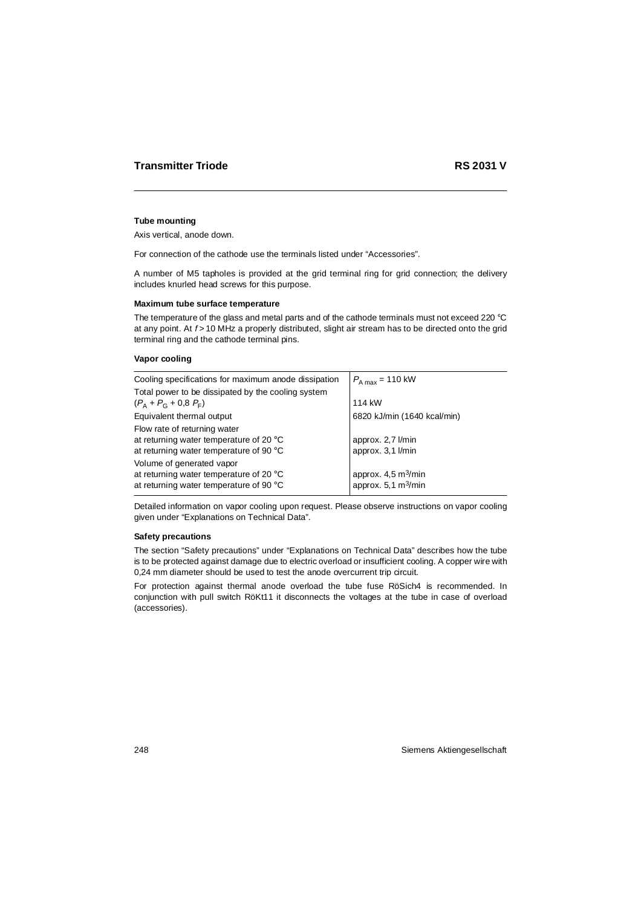## Tube mounting

Axis vertical, anode down.

For connection of the cathode use the terminals listed under “Accessories”.

A number of M5 tapholes is provided at the grid terminal ring for grid connection; the delivery includes knurled head screws for this purpose.

### Maximum tube surface temperature

The temperature of the glass and metal parts and of the cathode terminals must not exceed 220 °C at any point. At $f > 10$ MHz a properly distributed, slight air stream has to be directed onto the grid terminal ring and the cathode terminal pins.

### Vapor cooling

| | |
|---|---|
| Cooling specifications for maximum anode dissipation | $P_{A\,max}$ = 110 kW |
| Total power to be dissipated by the cooling system ($P_A + P_G + 0{,}8\ P_F$) | 114 kW |
| Equivalent thermal output | 6820 kJ/min (1640 kcal/min) |
| Flow rate of returning water | |
| at returning water temperature of 20 °C | approx. 2,7 l/min |
| at returning water temperature of 90 °C | approx. 3,1 l/min |
| Volume of generated vapor | |
| at returning water temperature of 20 °C | approx. 4,5 $m^3$/min |
| at returning water temperature of 90 °C | approx. 5,1 $m^3$/min |

Detailed information on vapor cooling upon request. Please observe instructions on vapor cooling given under “Explanations on Technical Data”.

### Safety precautions

The section “Safety precautions” under “Explanations on Technical Data” describes how the tube is to be protected against damage due to electric overload or insufficient cooling. A copper wire with 0,24 mm diameter should be used to test the anode overcurrent trip circuit.

For protection against thermal anode overload the tube fuse RöSich4 is recommended. In conjunction with pull switch RöKt11 it disconnects the voltages at the tube in case of overload (accessories).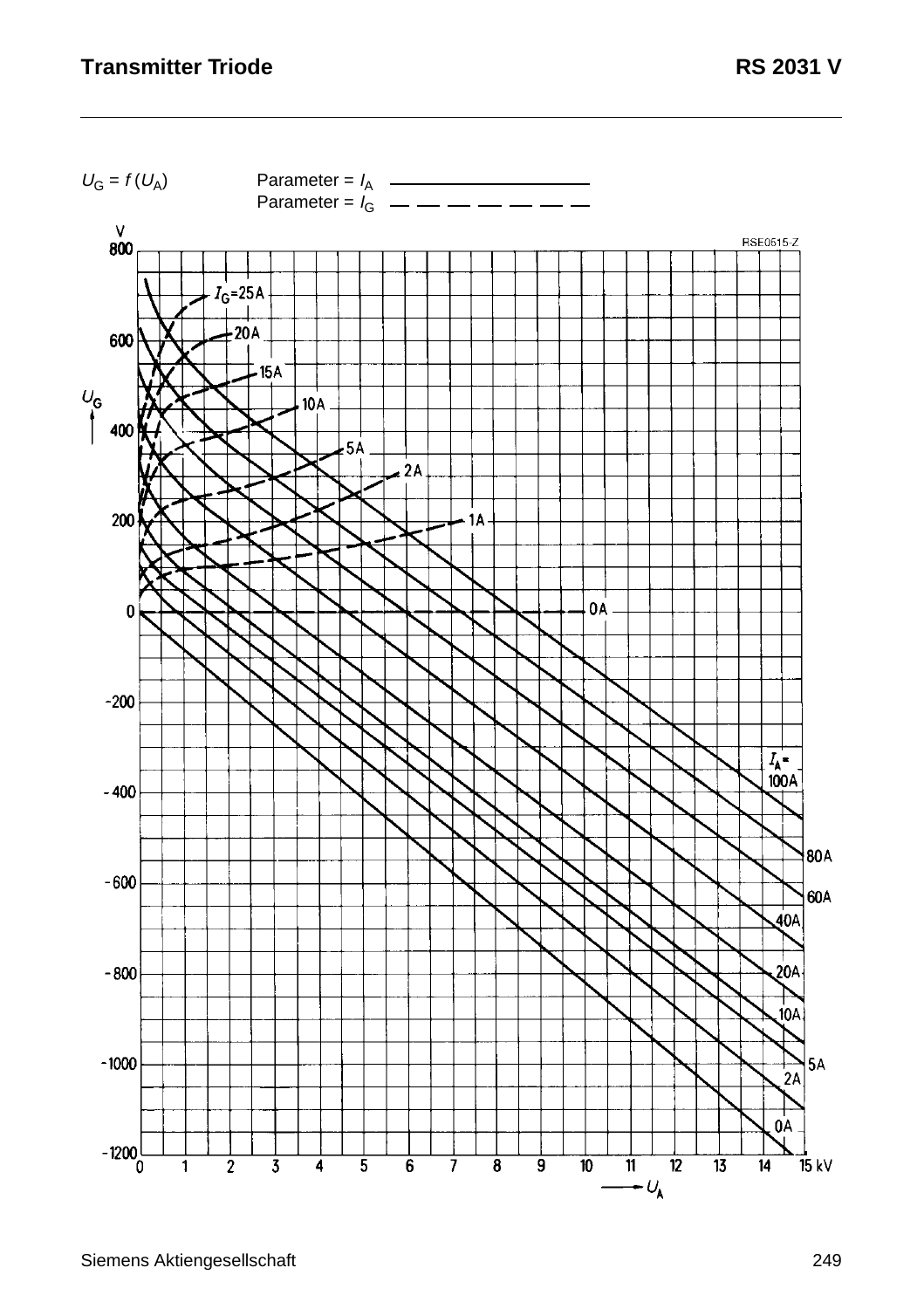$U_G = f(U_A)$  Parameter = $I_A$ ——————
Parameter = $I_G$ — — — — — —

RSE0615-Z

V

800

600

$U_G$

400

200

0

-200

-400

-600

-800

-1000

-1200

$I_G$=25A

20A

15A

10A

5A

2A

1A

0A

$I_A$= 100A

80A

60A

40A

20A

10A

5A

2A

0A

0 1 2 3 4 5 6 7 8 9 10 11 12 13 14 15 kV

$U_A$